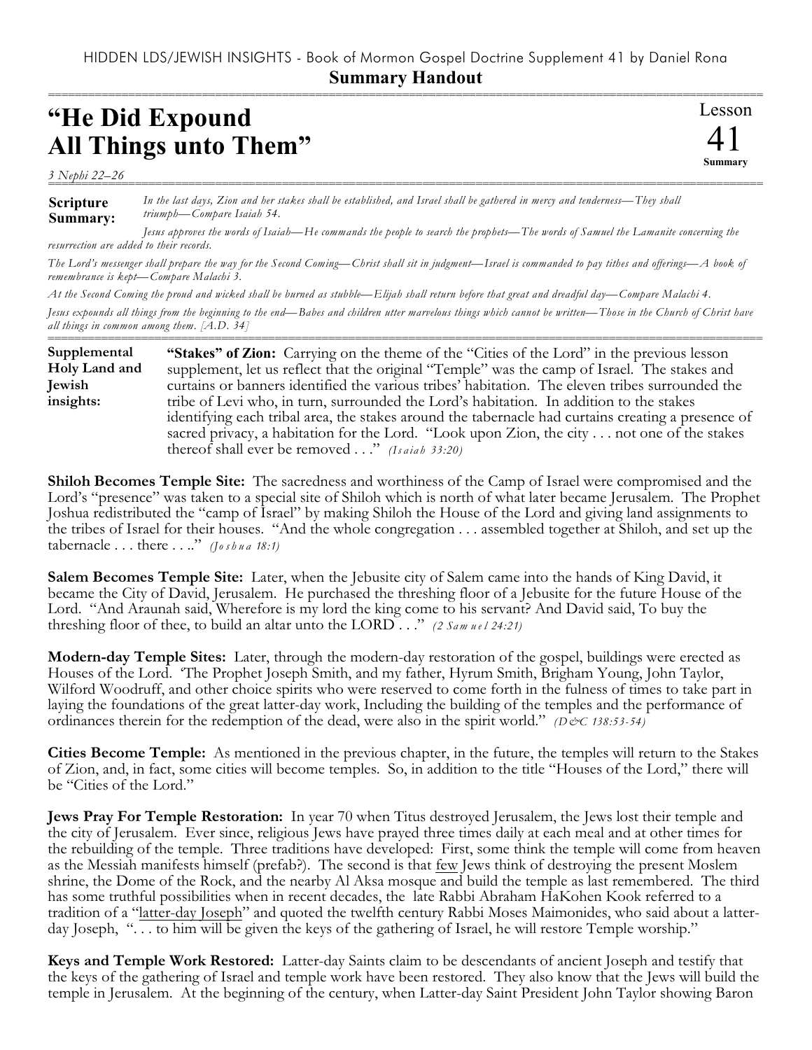HIDDEN LDS/JEWISH INSIGHTS - Book of Mormon Gospel Doctrine Supplement 41 by Daniel Rona

**Summary Handout**

# "He Did Expound All Things unto Them"

Lesson 41 Summary

*3 Nephi 22–26*

**Scripture Summary:**

*In the last days, Zion and her stakes shall be established, and Israel shall be gathered in mercy and tenderness—They shall triumph—Compare Isaiah 54.*

*Jesus approves the words of Isaiah—He commands the people to search the prophets—The words of Samuel the Lamanite concerning the resurrection are added to their records.*

*The Lord's messenger shall prepare the way for the Second Coming—Christ shall sit in judgment—Israel is commanded to pay tithes and offerings—A book of remembrance is kept—Compare Malachi 3.*

*At the Second Coming the proud and wicked shall be burned as stubble—Elijah shall return before that great and dreadful day—Compare Malachi 4.*

*Jesus expounds all things from the beginning to the end—Babes and children utter marvelous things which cannot be written—Those in the Church of Christ have all things in common among them. [A.D. 34]*

**Supplemental Holy Land and Jewish insights:**

**"Stakes" of Zion:** Carrying on the theme of the "Cities of the Lord" in the previous lesson supplement, let us reflect that the original "Temple" was the camp of Israel. The stakes and curtains or banners identified the various tribes' habitation. The eleven tribes surrounded the tribe of Levi who, in turn, surrounded the Lord's habitation. In addition to the stakes identifying each tribal area, the stakes around the tabernacle had curtains creating a presence of sacred privacy, a habitation for the Lord. "Look upon Zion, the city . . . not one of the stakes thereof shall ever be removed . . ." *(Isaiah 33:20)*

**Shiloh Becomes Temple Site:** The sacredness and worthiness of the Camp of Israel were compromised and the Lord's "presence" was taken to a special site of Shiloh which is north of what later became Jerusalem. The Prophet Joshua redistributed the "camp of Israel" by making Shiloh the House of the Lord and giving land assignments to the tribes of Israel for their houses. "And the whole congregation . . . assembled together at Shiloh, and set up the tabernacle . . . there . . .." *(Joshua 18:1)*

**Salem Becomes Temple Site:** Later, when the Jebusite city of Salem came into the hands of King David, it became the City of David, Jerusalem. He purchased the threshing floor of a Jebusite for the future House of the Lord. "And Araunah said, Wherefore is my lord the king come to his servant? And David said, To buy the threshing floor of thee, to build an altar unto the LORD . . ." *(2 Samuel 24:21)*

**Modern-day Temple Sites:** Later, through the modern-day restoration of the gospel, buildings were erected as Houses of the Lord. 'The Prophet Joseph Smith, and my father, Hyrum Smith, Brigham Young, John Taylor, Wilford Woodruff, and other choice spirits who were reserved to come forth in the fulness of times to take part in laying the foundations of the great latter-day work, Including the building of the temples and the performance of ordinances therein for the redemption of the dead, were also in the spirit world." *(D&C 138:53-54)*

**Cities Become Temple:** As mentioned in the previous chapter, in the future, the temples will return to the Stakes of Zion, and, in fact, some cities will become temples. So, in addition to the title "Houses of the Lord," there will be "Cities of the Lord."

**Jews Pray For Temple Restoration:** In year 70 when Titus destroyed Jerusalem, the Jews lost their temple and the city of Jerusalem. Ever since, religious Jews have prayed three times daily at each meal and at other times for the rebuilding of the temple. Three traditions have developed: First, some think the temple will come from heaven as the Messiah manifests himself (prefab?). The second is that few Jews think of destroying the present Moslem shrine, the Dome of the Rock, and the nearby Al Aksa mosque and build the temple as last remembered. The third has some truthful possibilities when in recent decades, the late Rabbi Abraham HaKohen Kook referred to a tradition of a "latter-day Joseph" and quoted the twelfth century Rabbi Moses Maimonides, who said about a latter-day Joseph, ". . . to him will be given the keys of the gathering of Israel, he will restore Temple worship."

**Keys and Temple Work Restored:** Latter-day Saints claim to be descendants of ancient Joseph and testify that the keys of the gathering of Israel and temple work have been restored. They also know that the Jews will build the temple in Jerusalem. At the beginning of the century, when Latter-day Saint President John Taylor showing Baron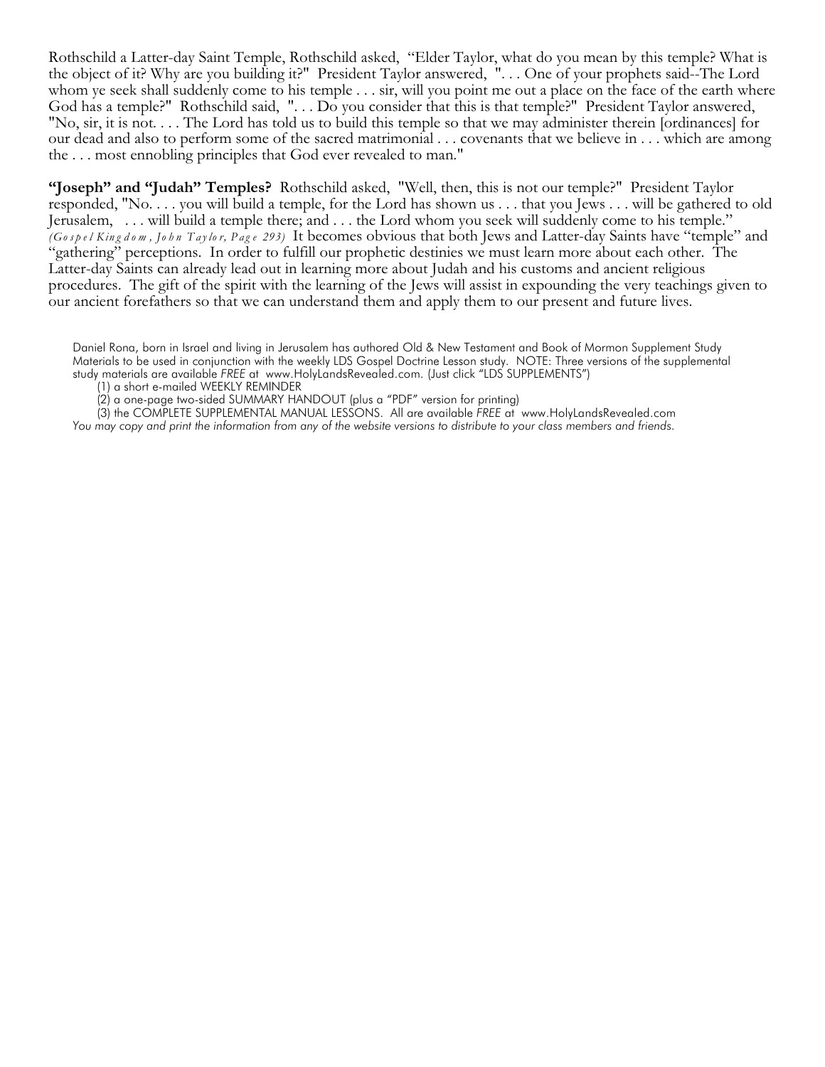Rothschild a Latter-day Saint Temple, Rothschild asked, "Elder Taylor, what do you mean by this temple? What is the object of it? Why are you building it?" President Taylor answered, ". . . One of your prophets said--The Lord whom ye seek shall suddenly come to his temple . . . sir, will you point me out a place on the face of the earth where God has a temple?" Rothschild said, ". . . Do you consider that this is that temple?" President Taylor answered, "No, sir, it is not. . . . The Lord has told us to build this temple so that we may administer therein [ordinances] for our dead and also to perform some of the sacred matrimonial . . . covenants that we believe in . . . which are among the . . . most ennobling principles that God ever revealed to man."

**"Joseph" and "Judah" Temples?** Rothschild asked, "Well, then, this is not our temple?" President Taylor responded, "No. . . . you will build a temple, for the Lord has shown us . . . that you Jews . . . will be gathered to old Jerusalem, . . . will build a temple there; and . . . the Lord whom you seek will suddenly come to his temple." *(Gospel Kingdom, John Taylor, Page 293)* It becomes obvious that both Jews and Latter-day Saints have "temple" and "gathering" perceptions. In order to fulfill our prophetic destinies we must learn more about each other. The Latter-day Saints can already lead out in learning more about Judah and his customs and ancient religious procedures. The gift of the spirit with the learning of the Jews will assist in expounding the very teachings given to our ancient forefathers so that we can understand them and apply them to our present and future lives.

Daniel Rona, born in Israel and living in Jerusalem has authored Old & New Testament and Book of Mormon Supplement Study Materials to be used in conjunction with the weekly LDS Gospel Doctrine Lesson study. NOTE: Three versions of the supplemental study materials are available *FREE* at www.HolyLandsRevealed.com. (Just click "LDS SUPPLEMENTS")

(1) a short e-mailed WEEKLY REMINDER
(2) a one-page two-sided SUMMARY HANDOUT (plus a "PDF" version for printing)
(3) the COMPLETE SUPPLEMENTAL MANUAL LESSONS. All are available *FREE* at www.HolyLandsRevealed.com

*You may copy and print the information from any of the website versions to distribute to your class members and friends.*